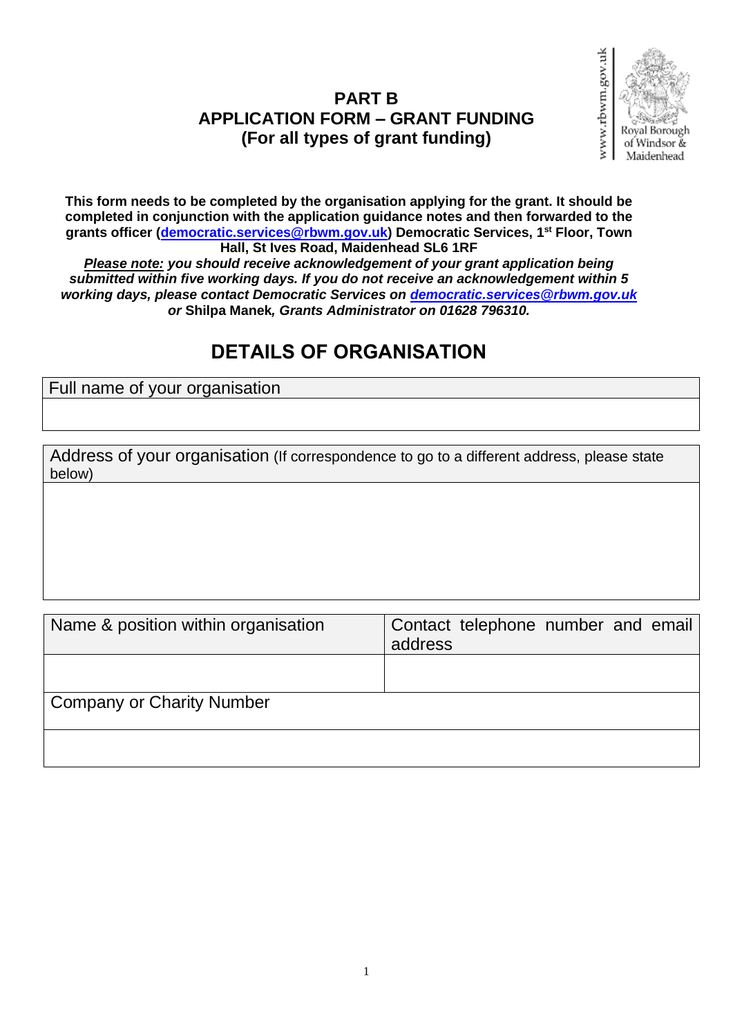# PART B
# APPLICATION FORM – GRANT FUNDING
# (For all types of grant funding)

www.rbwm.gov.uk Royal Borough of Windsor & Maidenhead

**This form needs to be completed by the organisation applying for the grant. It should be completed in conjunction with the application guidance notes and then forwarded to the grants officer (democratic.services@rbwm.gov.uk) Democratic Services, 1st Floor, Town Hall, St Ives Road, Maidenhead SL6 1RF**

***Please note:*** ***you should receive acknowledgement of your grant application being submitted within five working days. If you do not receive an acknowledgement within 5 working days, please contact Democratic Services on democratic.services@rbwm.gov.uk or*** **Shilpa Manek*****, Grants Administrator on 01628 796310.***

## DETAILS OF ORGANISATION

| Full name of your organisation |
|---|
| |

| Address of your organisation (If correspondence to go to a different address, please state below) |
|---|
| |

| Name & position within organisation | Contact telephone number and email address |
|---|---|
| | |
| Company or Charity Number | |
| | |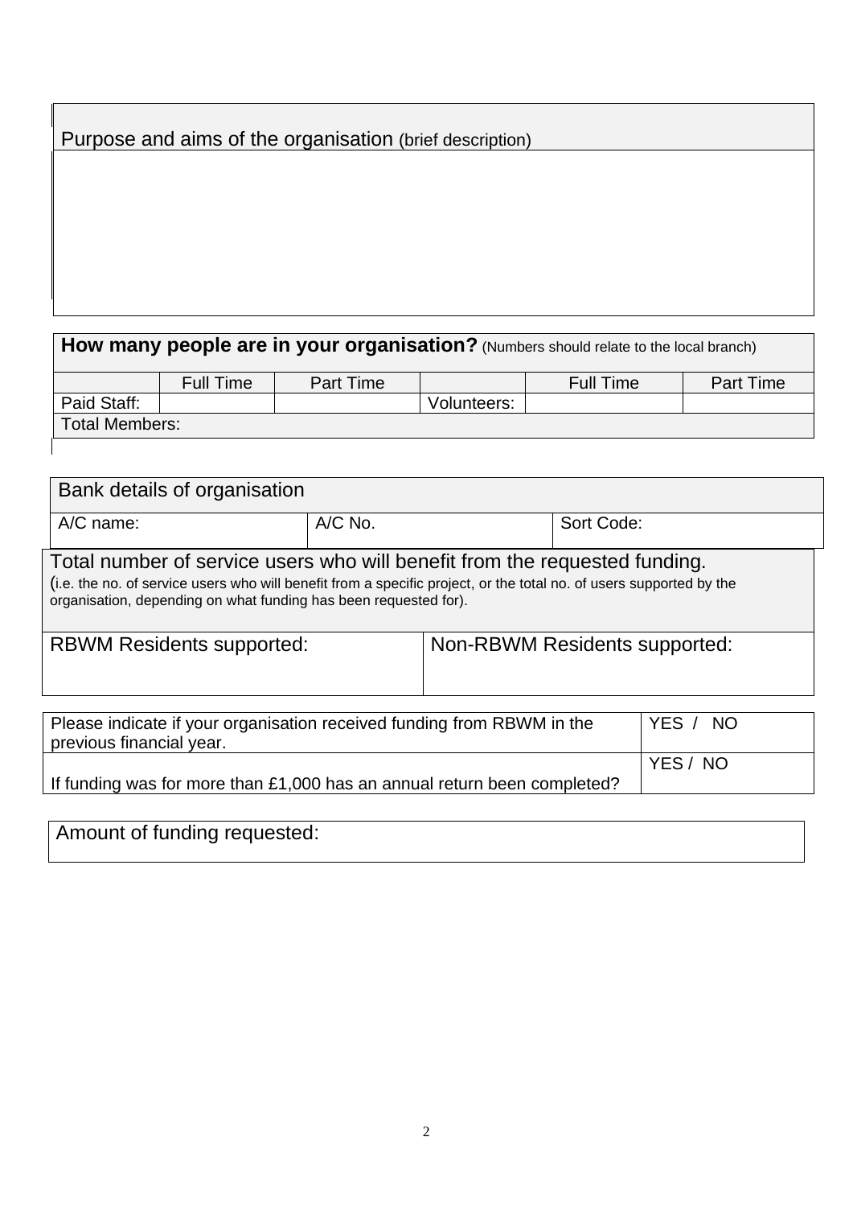| Purpose and aims of the organisation (brief description) |
| --- |
| |

| **How many people are in your organisation?** (Numbers should relate to the local branch) | | | | | |
| --- | --- | --- | --- | --- | --- |
| | Full Time | Part Time | | Full Time | Part Time |
| Paid Staff: | | | Volunteers: | | |
| Total Members: | | | | | |

| Bank details of organisation | | |
| --- | --- | --- |
| A/C name: | A/C No. | Sort Code: |

| Total number of service users who will benefit from the requested funding. (i.e. the no. of service users who will benefit from a specific project, or the total no. of users supported by the organisation, depending on what funding has been requested for). | |
| --- | --- |
| RBWM Residents supported: | Non-RBWM Residents supported: |

| Please indicate if your organisation received funding from RBWM in the previous financial year. | YES / NO |
| --- | --- |
| If funding was for more than £1,000 has an annual return been completed? | YES / NO |

| Amount of funding requested: |
| --- |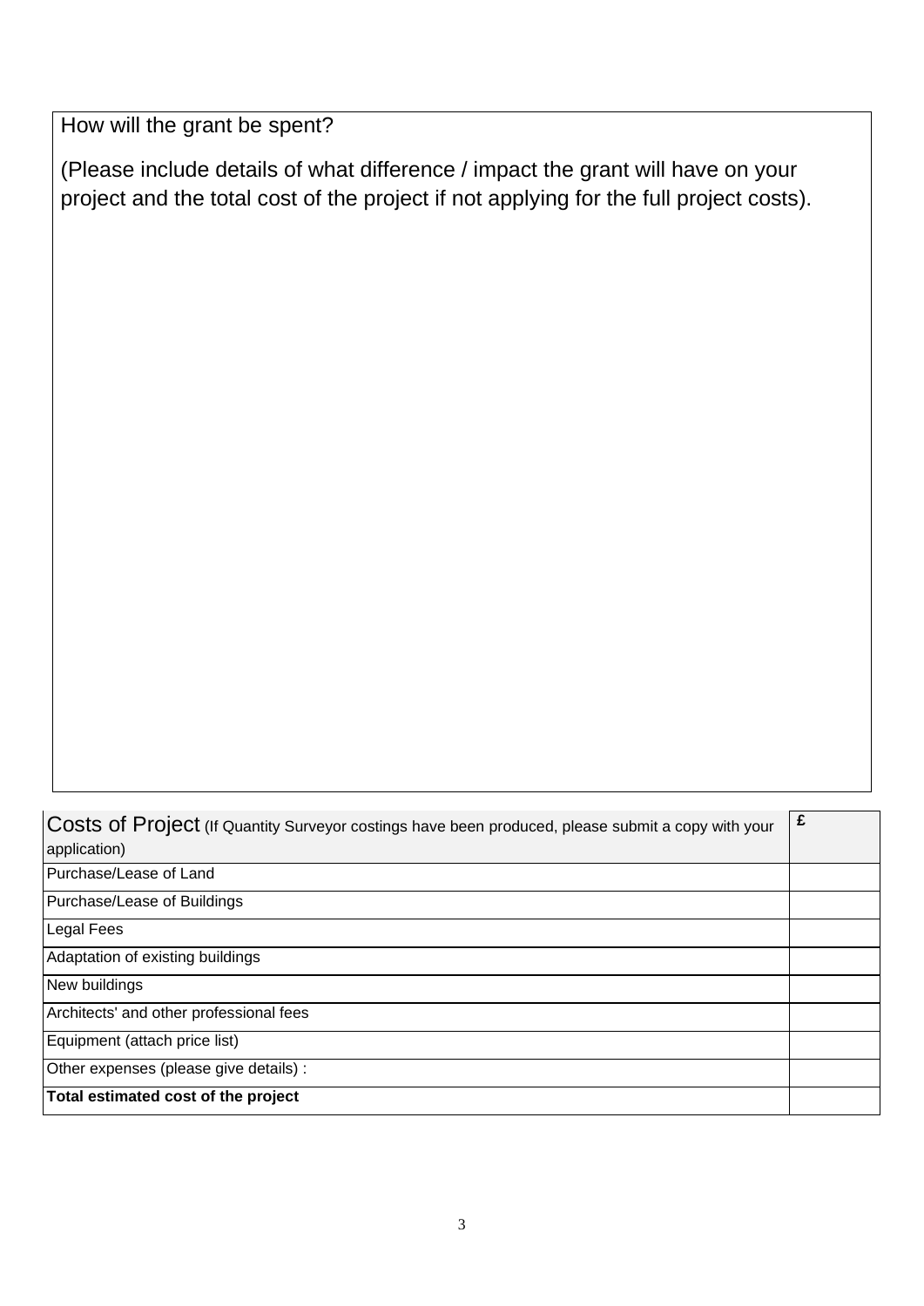How will the grant be spent?

(Please include details of what difference / impact the grant will have on your project and the total cost of the project if not applying for the full project costs).

| Costs of Project (If Quantity Surveyor costings have been produced, please submit a copy with your application) | £ |
|---|---|
| Purchase/Lease of Land | |
| Purchase/Lease of Buildings | |
| Legal Fees | |
| Adaptation of existing buildings | |
| New buildings | |
| Architects' and other professional fees | |
| Equipment (attach price list) | |
| Other expenses (please give details) : | |
| **Total estimated cost of the project** | |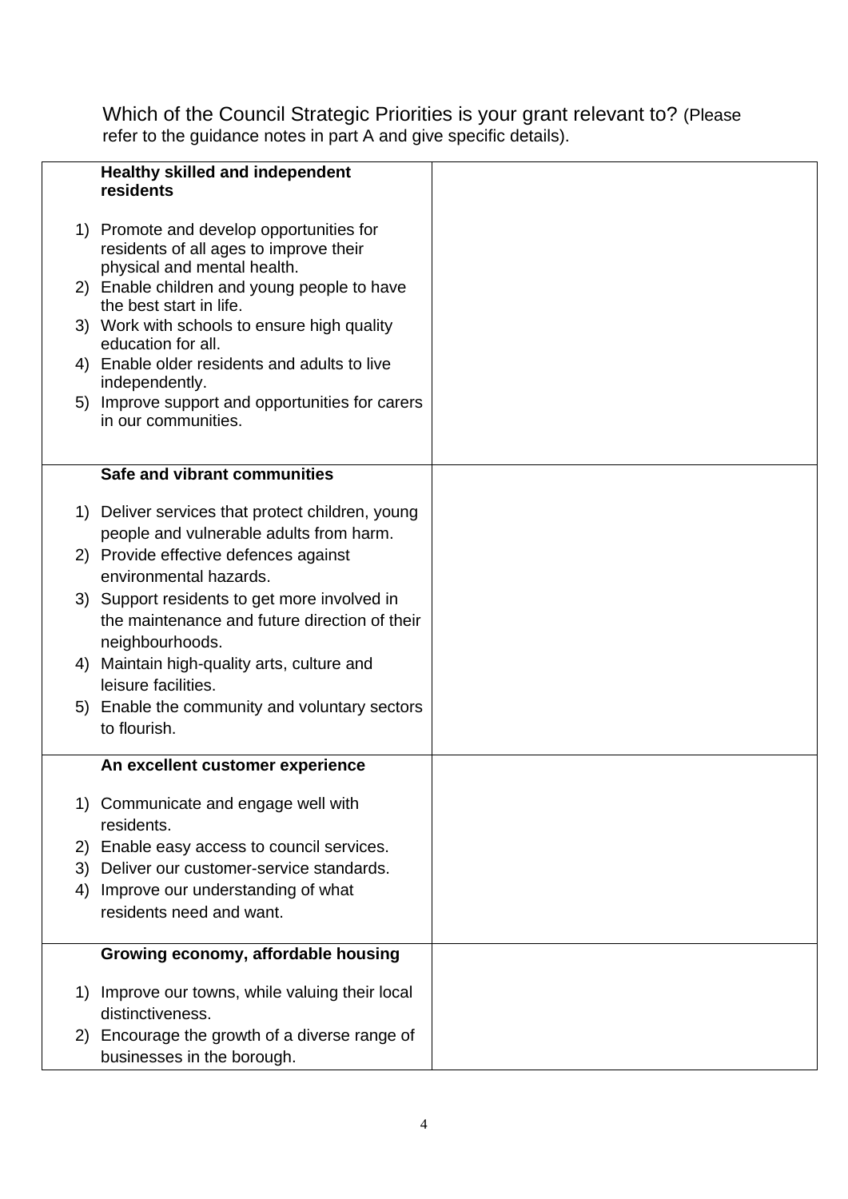Which of the Council Strategic Priorities is your grant relevant to? (Please refer to the guidance notes in part A and give specific details).

| | |
|---|---|
| **Healthy skilled and independent residents**<br><br>1) Promote and develop opportunities for residents of all ages to improve their physical and mental health.<br>2) Enable children and young people to have the best start in life.<br>3) Work with schools to ensure high quality education for all.<br>4) Enable older residents and adults to live independently.<br>5) Improve support and opportunities for carers in our communities. | |
| **Safe and vibrant communities**<br><br>1) Deliver services that protect children, young people and vulnerable adults from harm.<br>2) Provide effective defences against environmental hazards.<br>3) Support residents to get more involved in the maintenance and future direction of their neighbourhoods.<br>4) Maintain high-quality arts, culture and leisure facilities.<br>5) Enable the community and voluntary sectors to flourish. | |
| **An excellent customer experience**<br><br>1) Communicate and engage well with residents.<br>2) Enable easy access to council services.<br>3) Deliver our customer-service standards.<br>4) Improve our understanding of what residents need and want. | |
| **Growing economy, affordable housing**<br><br>1) Improve our towns, while valuing their local distinctiveness.<br>2) Encourage the growth of a diverse range of businesses in the borough. | |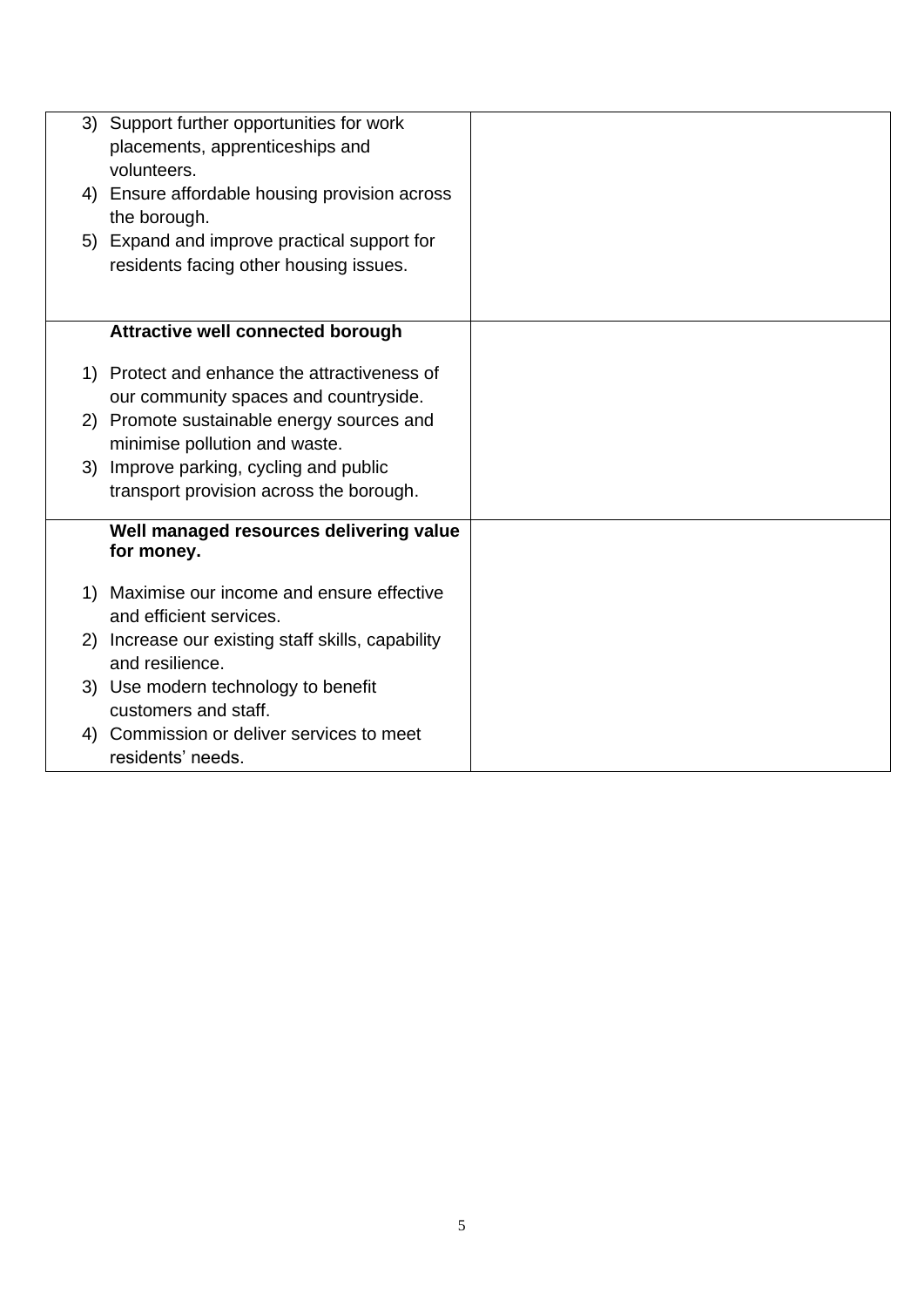| | |
|---|---|
| 3) Support further opportunities for work placements, apprenticeships and volunteers.<br>4) Ensure affordable housing provision across the borough.<br>5) Expand and improve practical support for residents facing other housing issues. | |
| **Attractive well connected borough**<br><br>1) Protect and enhance the attractiveness of our community spaces and countryside.<br>2) Promote sustainable energy sources and minimise pollution and waste.<br>3) Improve parking, cycling and public transport provision across the borough. | |
| **Well managed resources delivering value for money.**<br><br>1) Maximise our income and ensure effective and efficient services.<br>2) Increase our existing staff skills, capability and resilience.<br>3) Use modern technology to benefit customers and staff.<br>4) Commission or deliver services to meet residents' needs. | |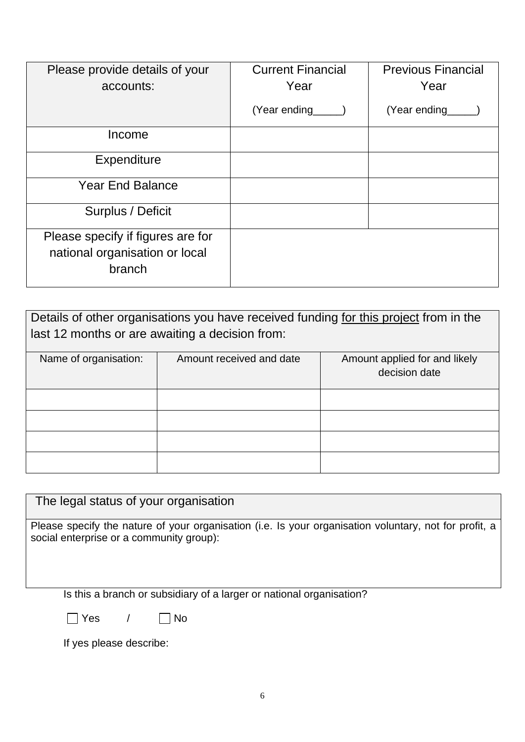| Please provide details of your accounts: | Current Financial Year (Year ending_____) | Previous Financial Year (Year ending_____) |
|---|---|---|
| Income | | |
| Expenditure | | |
| Year End Balance | | |
| Surplus / Deficit | | |
| Please specify if figures are for national organisation or local branch | | |

| Details of other organisations you have received funding <u>for this project</u> from in the last 12 months or are awaiting a decision from: | | |
|---|---|---|
| Name of organisation: | Amount received and date | Amount applied for and likely decision date |
| | | |
| | | |
| | | |
| | | |

| The legal status of your organisation |
|---|
| Please specify the nature of your organisation (i.e. Is your organisation voluntary, not for profit, a social enterprise or a community group): |

Is this a branch or subsidiary of a larger or national organisation?

☐ Yes / ☐ No

If yes please describe: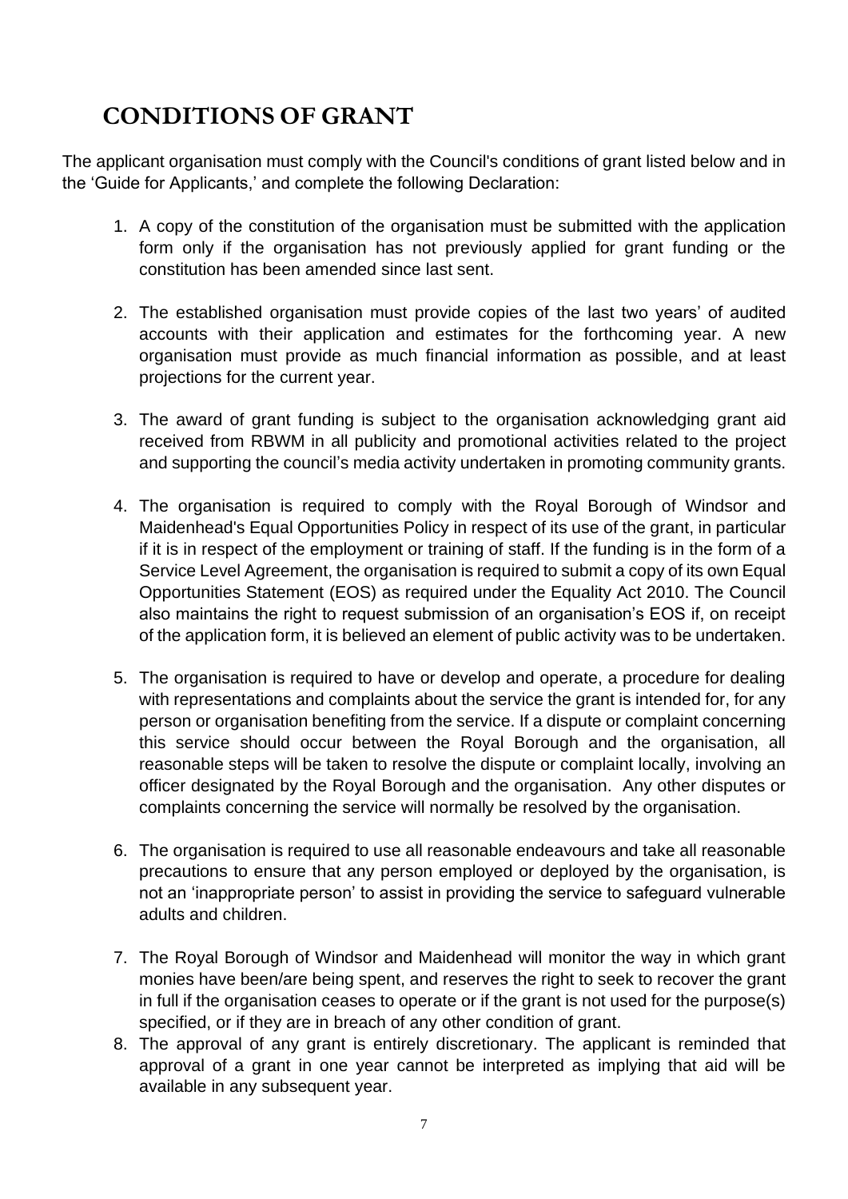# CONDITIONS OF GRANT

The applicant organisation must comply with the Council's conditions of grant listed below and in the 'Guide for Applicants,' and complete the following Declaration:

1. A copy of the constitution of the organisation must be submitted with the application form only if the organisation has not previously applied for grant funding or the constitution has been amended since last sent.

2. The established organisation must provide copies of the last two years' of audited accounts with their application and estimates for the forthcoming year. A new organisation must provide as much financial information as possible, and at least projections for the current year.

3. The award of grant funding is subject to the organisation acknowledging grant aid received from RBWM in all publicity and promotional activities related to the project and supporting the council's media activity undertaken in promoting community grants.

4. The organisation is required to comply with the Royal Borough of Windsor and Maidenhead's Equal Opportunities Policy in respect of its use of the grant, in particular if it is in respect of the employment or training of staff. If the funding is in the form of a Service Level Agreement, the organisation is required to submit a copy of its own Equal Opportunities Statement (EOS) as required under the Equality Act 2010. The Council also maintains the right to request submission of an organisation's EOS if, on receipt of the application form, it is believed an element of public activity was to be undertaken.

5. The organisation is required to have or develop and operate, a procedure for dealing with representations and complaints about the service the grant is intended for, for any person or organisation benefiting from the service. If a dispute or complaint concerning this service should occur between the Royal Borough and the organisation, all reasonable steps will be taken to resolve the dispute or complaint locally, involving an officer designated by the Royal Borough and the organisation. Any other disputes or complaints concerning the service will normally be resolved by the organisation.

6. The organisation is required to use all reasonable endeavours and take all reasonable precautions to ensure that any person employed or deployed by the organisation, is not an 'inappropriate person' to assist in providing the service to safeguard vulnerable adults and children.

7. The Royal Borough of Windsor and Maidenhead will monitor the way in which grant monies have been/are being spent, and reserves the right to seek to recover the grant in full if the organisation ceases to operate or if the grant is not used for the purpose(s) specified, or if they are in breach of any other condition of grant.

8. The approval of any grant is entirely discretionary. The applicant is reminded that approval of a grant in one year cannot be interpreted as implying that aid will be available in any subsequent year.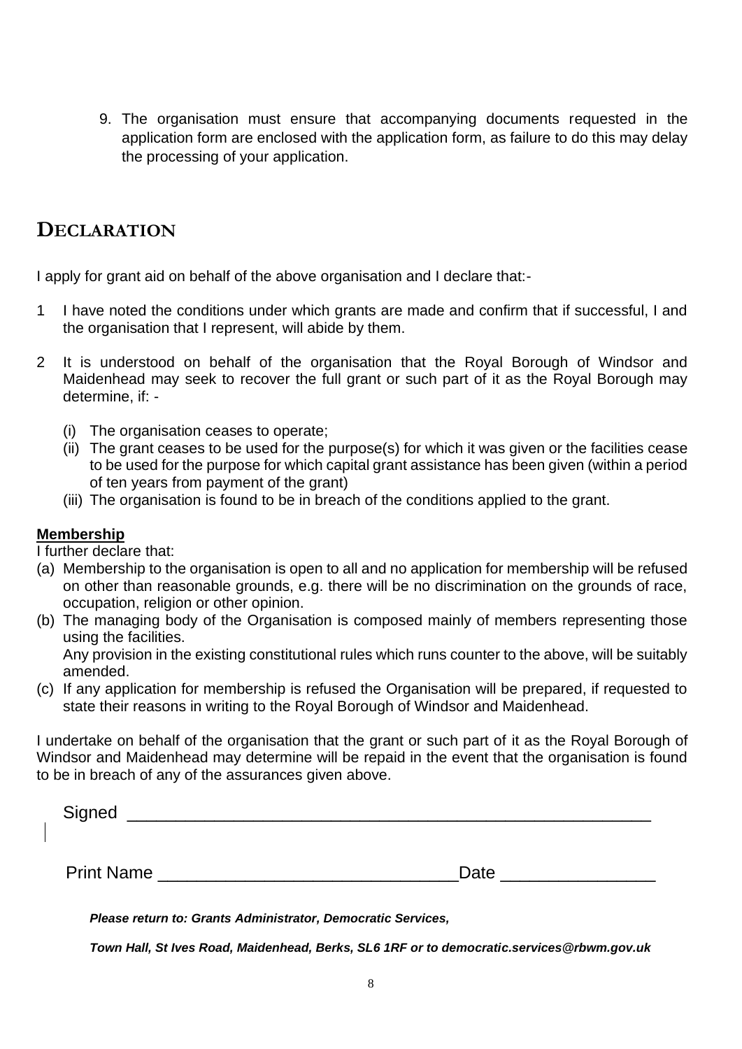9. The organisation must ensure that accompanying documents requested in the application form are enclosed with the application form, as failure to do this may delay the processing of your application.

## DECLARATION

I apply for grant aid on behalf of the above organisation and I declare that:-

1 I have noted the conditions under which grants are made and confirm that if successful, I and the organisation that I represent, will abide by them.

2 It is understood on behalf of the organisation that the Royal Borough of Windsor and Maidenhead may seek to recover the full grant or such part of it as the Royal Borough may determine, if: -

   (i) The organisation ceases to operate;
   (ii) The grant ceases to be used for the purpose(s) for which it was given or the facilities cease to be used for the purpose for which capital grant assistance has been given (within a period of ten years from payment of the grant)
   (iii) The organisation is found to be in breach of the conditions applied to the grant.

**Membership**

I further declare that:

(a) Membership to the organisation is open to all and no application for membership will be refused on other than reasonable grounds, e.g. there will be no discrimination on the grounds of race, occupation, religion or other opinion.
(b) The managing body of the Organisation is composed mainly of members representing those using the facilities.
    Any provision in the existing constitutional rules which runs counter to the above, will be suitably amended.
(c) If any application for membership is refused the Organisation will be prepared, if requested to state their reasons in writing to the Royal Borough of Windsor and Maidenhead.

I undertake on behalf of the organisation that the grant or such part of it as the Royal Borough of Windsor and Maidenhead may determine will be repaid in the event that the organisation is found to be in breach of any of the assurances given above.

Signed ________________________________________________________

Print Name _______________________________Date ________________

***Please return to: Grants Administrator, Democratic Services,***

***Town Hall, St Ives Road, Maidenhead, Berks, SL6 1RF or to democratic.services@rbwm.gov.uk***